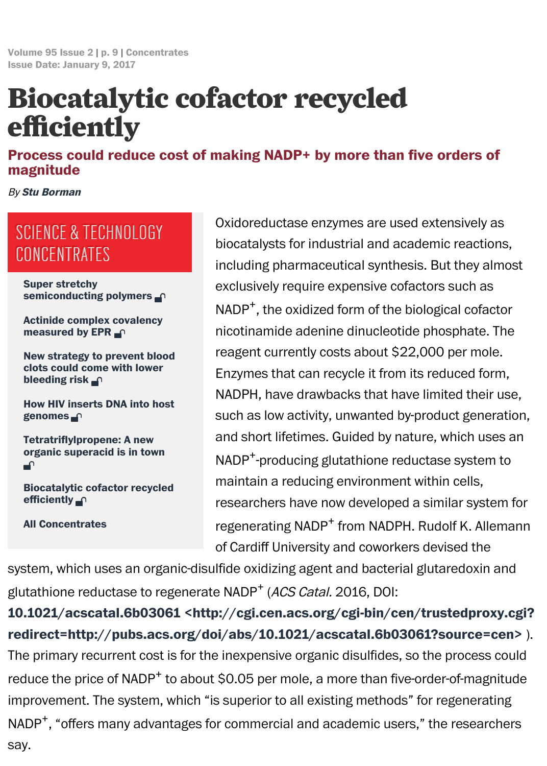Volume 95 Issue 2 | p. 9 | Concentrates
Issue Date: January 9, 2017

# Biocatalytic cofactor recycled efficiently

## Process could reduce cost of making NADP+ by more than five orders of magnitude

*By* ***Stu Borman***

**SCIENCE & TECHNOLOGY CONCENTRATES**

- **Super stretchy semiconducting polymers**
- **Actinide complex covalency measured by EPR**
- **New strategy to prevent blood clots could come with lower bleeding risk**
- **How HIV inserts DNA into host genomes**
- **Tetratriflylpropene: A new organic superacid is in town**
- **Biocatalytic cofactor recycled efficiently**
- **All Concentrates**

Oxidoreductase enzymes are used extensively as biocatalysts for industrial and academic reactions, including pharmaceutical synthesis. But they almost exclusively require expensive cofactors such as $NADP^+$, the oxidized form of the biological cofactor nicotinamide adenine dinucleotide phosphate. The reagent currently costs about $22,000 per mole. Enzymes that can recycle it from its reduced form, NADPH, have drawbacks that have limited their use, such as low activity, unwanted by-product generation, and short lifetimes. Guided by nature, which uses an $NADP^+$-producing glutathione reductase system to maintain a reducing environment within cells, researchers have now developed a similar system for regenerating $NADP^+$ from NADPH. Rudolf K. Allemann of Cardiff University and coworkers devised the system, which uses an organic-disulfide oxidizing agent and bacterial glutaredoxin and glutathione reductase to regenerate $NADP^+$ (*ACS Catal.* 2016, DOI: **10.1021/acscatal.6b03061 <http://cgi.cen.acs.org/cgi-bin/cen/trustedproxy.cgi?redirect=http://pubs.acs.org/doi/abs/10.1021/acscatal.6b03061?source=cen>** ). The primary recurrent cost is for the inexpensive organic disulfides, so the process could reduce the price of $NADP^+$ to about $0.05 per mole, a more than five-order-of-magnitude improvement. The system, which "is superior to all existing methods" for regenerating $NADP^+$, "offers many advantages for commercial and academic users," the researchers say.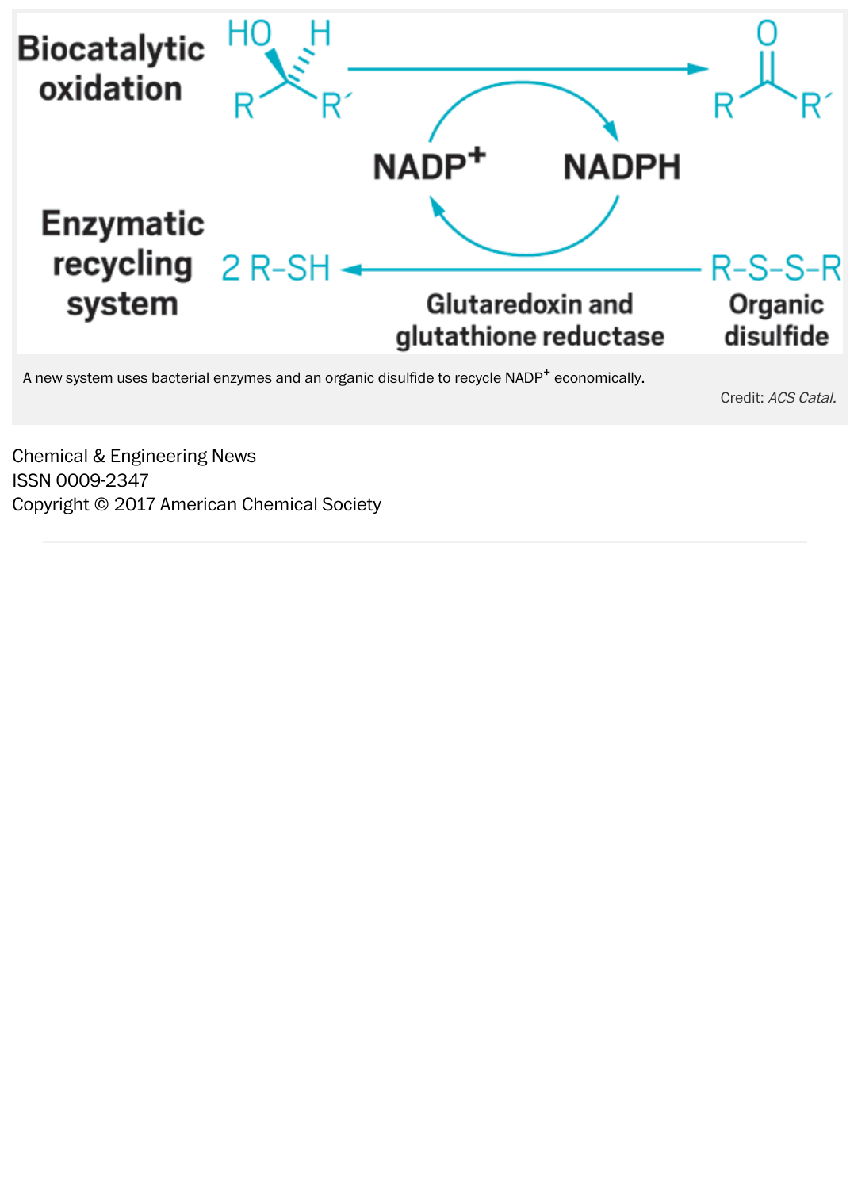Biocatalytic oxidation

Enzymatic recycling system

$NADP^+$

NADPH

2 R-SH

R-S-S-R

Glutaredoxin and glutathione reductase

Organic disulfide

A new system uses bacterial enzymes and an organic disulfide to recycle $NADP^+$ economically.

Credit: *ACS Catal.*

Chemical & Engineering News
ISSN 0009-2347
Copyright © 2017 American Chemical Society